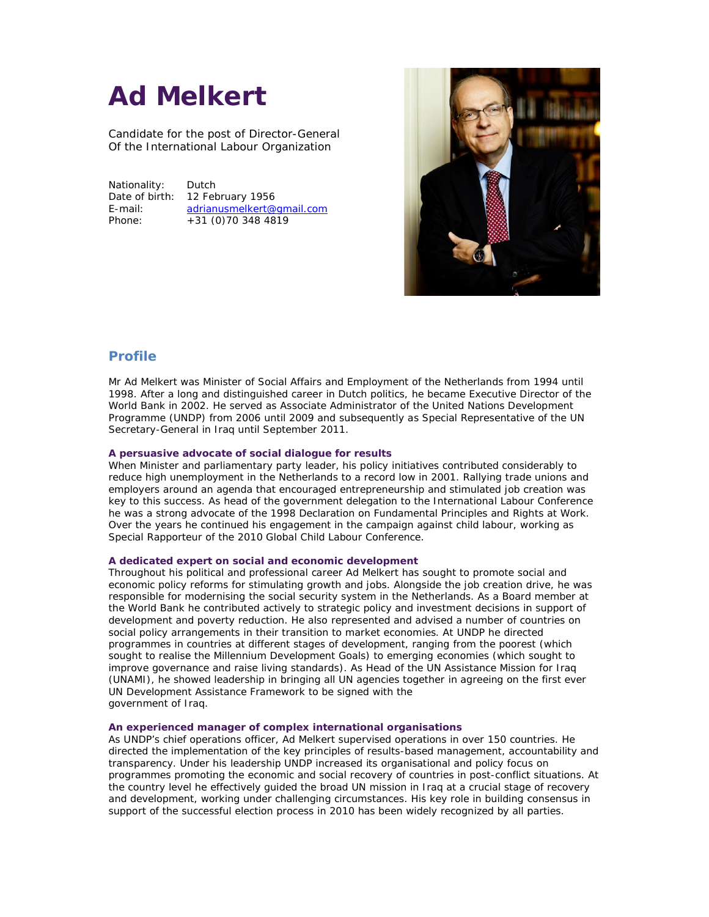# Ad Melkert

Candidate for the post of Director-General
Of the International Labour Organization

| | |
|---|---|
| Nationality: | Dutch |
| Date of birth: | 12 February 1956 |
| E-mail: | adrianusmelkert@gmail.com |
| Phone: | +31 (0)70 348 4819 |

## Profile

Mr Ad Melkert was Minister of Social Affairs and Employment of the Netherlands from 1994 until 1998. After a long and distinguished career in Dutch politics, he became Executive Director of the World Bank in 2002. He served as Associate Administrator of the United Nations Development Programme (UNDP) from 2006 until 2009 and subsequently as Special Representative of the UN Secretary-General in Iraq until September 2011.

### A persuasive advocate of social dialogue for results

When Minister and parliamentary party leader, his policy initiatives contributed considerably to reduce high unemployment in the Netherlands to a record low in 2001. Rallying trade unions and employers around an agenda that encouraged entrepreneurship and stimulated job creation was key to this success. As head of the government delegation to the International Labour Conference he was a strong advocate of the 1998 Declaration on Fundamental Principles and Rights at Work. Over the years he continued his engagement in the campaign against child labour, working as Special Rapporteur of the 2010 Global Child Labour Conference.

### A dedicated expert on social and economic development

Throughout his political and professional career Ad Melkert has sought to promote social and economic policy reforms for stimulating growth and jobs. Alongside the job creation drive, he was responsible for modernising the social security system in the Netherlands. As a Board member at the World Bank he contributed actively to strategic policy and investment decisions in support of development and poverty reduction. He also represented and advised a number of countries on social policy arrangements in their transition to market economies. At UNDP he directed programmes in countries at different stages of development, ranging from the poorest (which sought to realise the Millennium Development Goals) to emerging economies (which sought to improve governance and raise living standards). As Head of the UN Assistance Mission for Iraq (UNAMI), he showed leadership in bringing all UN agencies together in agreeing on the first ever UN Development Assistance Framework to be signed with the government of Iraq.

### An experienced manager of complex international organisations

As UNDP's chief operations officer, Ad Melkert supervised operations in over 150 countries. He directed the implementation of the key principles of results-based management, accountability and transparency. Under his leadership UNDP increased its organisational and policy focus on programmes promoting the economic and social recovery of countries in post-conflict situations. At the country level he effectively guided the broad UN mission in Iraq at a crucial stage of recovery and development, working under challenging circumstances. His key role in building consensus in support of the successful election process in 2010 has been widely recognized by all parties.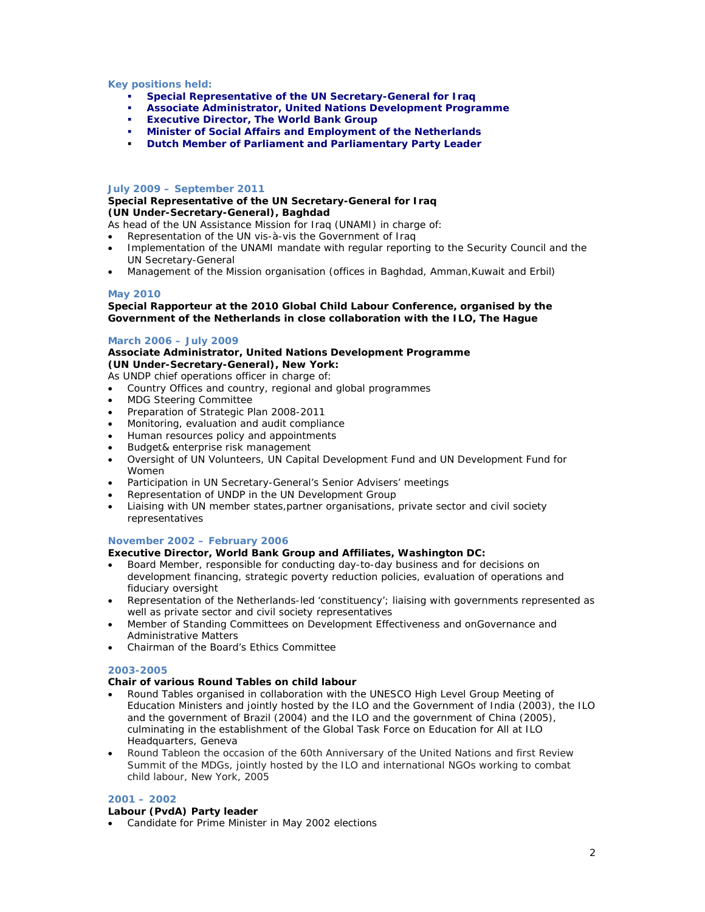**Key positions held:**

- **Special Representative of the UN Secretary-General for Iraq**
- **Associate Administrator, United Nations Development Programme**
- **Executive Director, The World Bank Group**
- **Minister of Social Affairs and Employment of the Netherlands**
- **Dutch Member of Parliament and Parliamentary Party Leader**

**July 2009 – September 2011**

**Special Representative of the UN Secretary-General for Iraq (UN Under-Secretary-General), Baghdad**

As head of the UN Assistance Mission for Iraq (UNAMI) in charge of:

- Representation of the UN vis-à-vis the Government of Iraq
- Implementation of the UNAMI mandate with regular reporting to the Security Council and the UN Secretary-General
- Management of the Mission organisation (offices in Baghdad, Amman,Kuwait and Erbil)

**May 2010**

**Special Rapporteur at the 2010 Global Child Labour Conference, organised by the Government of the Netherlands in close collaboration with the ILO, The Hague**

**March 2006 – July 2009**

**Associate Administrator, United Nations Development Programme (UN Under-Secretary-General), New York:**

As UNDP chief operations officer in charge of:

- Country Offices and country, regional and global programmes
- MDG Steering Committee
- Preparation of Strategic Plan 2008-2011
- Monitoring, evaluation and audit compliance
- Human resources policy and appointments
- Budget& enterprise risk management
- Oversight of UN Volunteers, UN Capital Development Fund and UN Development Fund for Women
- Participation in UN Secretary-General's Senior Advisers' meetings
- Representation of UNDP in the UN Development Group
- Liaising with UN member states,partner organisations, private sector and civil society representatives

**November 2002 – February 2006**

**Executive Director, World Bank Group and Affiliates, Washington DC:**

- Board Member, responsible for conducting day-to-day business and for decisions on development financing, strategic poverty reduction policies, evaluation of operations and fiduciary oversight
- Representation of the Netherlands-led 'constituency'; liaising with governments represented as well as private sector and civil society representatives
- Member of Standing Committees on Development Effectiveness and onGovernance and Administrative Matters
- Chairman of the Board's Ethics Committee

**2003-2005**

**Chair of various Round Tables on child labour**

- Round Tables organised in collaboration with the UNESCO High Level Group Meeting of Education Ministers and jointly hosted by the ILO and the Government of India (2003), the ILO and the government of Brazil (2004) and the ILO and the government of China (2005), culminating in the establishment of the Global Task Force on Education for All at ILO Headquarters, Geneva
- Round Tableon the occasion of the 60th Anniversary of the United Nations and first Review Summit of the MDGs, jointly hosted by the ILO and international NGOs working to combat child labour, New York, 2005

**2001 – 2002**

**Labour (PvdA) Party leader**

- Candidate for Prime Minister in May 2002 elections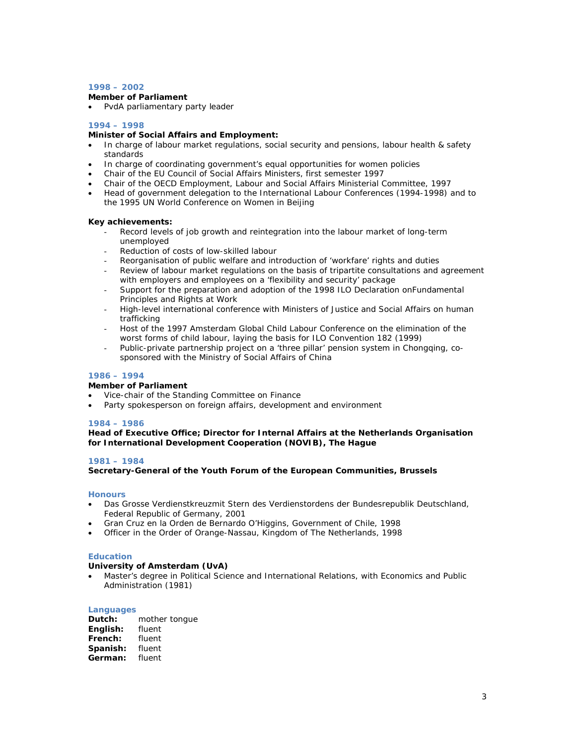### 1998 – 2002

**Member of Parliament**

- PvdA parliamentary party leader

### 1994 – 1998

**Minister of Social Affairs and Employment:**

- In charge of labour market regulations, social security and pensions, labour health & safety standards
- In charge of coordinating government's equal opportunities for women policies
- Chair of the EU Council of Social Affairs Ministers, first semester 1997
- Chair of the OECD Employment, Labour and Social Affairs Ministerial Committee, 1997
- Head of government delegation to the International Labour Conferences (1994-1998) and to the 1995 UN World Conference on Women in Beijing

**Key achievements:**

- Record levels of job growth and reintegration into the labour market of long-term unemployed
- Reduction of costs of low-skilled labour
- Reorganisation of public welfare and introduction of 'workfare' rights and duties
- Review of labour market regulations on the basis of tripartite consultations and agreement with employers and employees on a 'flexibility and security' package
- Support for the preparation and adoption of the 1998 ILO Declaration onFundamental Principles and Rights at Work
- High-level international conference with Ministers of Justice and Social Affairs on human trafficking
- Host of the 1997 Amsterdam Global Child Labour Conference on the elimination of the worst forms of child labour, laying the basis for ILO Convention 182 (1999)
- Public-private partnership project on a 'three pillar' pension system in Chongqing, co-sponsored with the Ministry of Social Affairs of China

### 1986 – 1994

**Member of Parliament**

- Vice-chair of the Standing Committee on Finance
- Party spokesperson on foreign affairs, development and environment

### 1984 – 1986

**Head of Executive Office; Director for Internal Affairs at the Netherlands Organisation for International Development Cooperation (NOVIB), The Hague**

### 1981 – 1984

**Secretary-General of the Youth Forum of the European Communities, Brussels**

## Honours

- Das Grosse Verdienstkreuzmit Stern des Verdienstordens der Bundesrepublik Deutschland, Federal Republic of Germany, 2001
- Gran Cruz en la Orden de Bernardo O'Higgins, Government of Chile, 1998
- Officer in the Order of Orange-Nassau, Kingdom of The Netherlands, 1998

## Education

**University of Amsterdam (UvA)**

- Master's degree in Political Science and International Relations, with Economics and Public Administration (1981)

## Languages

**Dutch:** mother tongue
**English:** fluent
**French:** fluent
**Spanish:** fluent
**German:** fluent